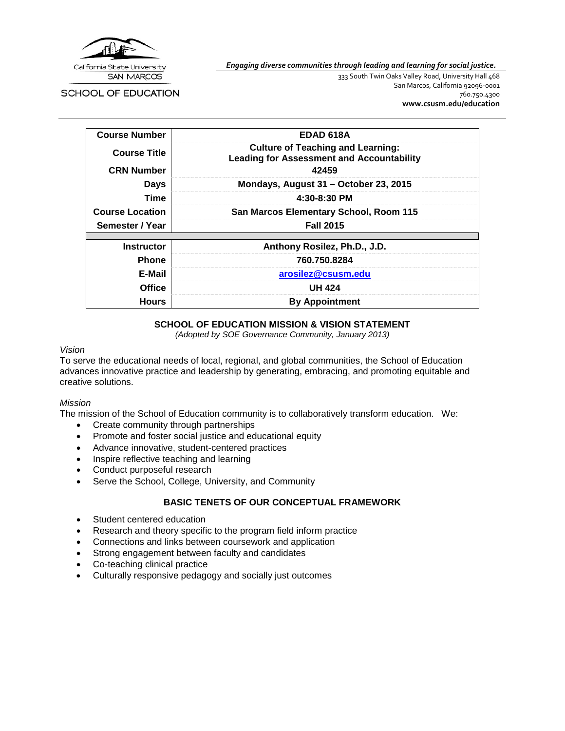California State University
SAN MARCOS

SCHOOL OF EDUCATION

***Engaging diverse communities through leading and learning for social justice.***

333 South Twin Oaks Valley Road, University Hall 468
San Marcos, California 92096-0001
760.750.4300
**www.csusm.edu/education**

| | |
|---|---|
| **Course Number** | **EDAD 618A** |
| **Course Title** | **Culture of Teaching and Learning: Leading for Assessment and Accountability** |
| **CRN Number** | **42459** |
| **Days** | **Mondays, August 31 – October 23, 2015** |
| **Time** | **4:30-8:30 PM** |
| **Course Location** | **San Marcos Elementary School, Room 115** |
| **Semester / Year** | **Fall 2015** |
| **Instructor** | **Anthony Rosilez, Ph.D., J.D.** |
| **Phone** | **760.750.8284** |
| **E-Mail** | **arosilez@csusm.edu** |
| **Office** | **UH 424** |
| **Hours** | **By Appointment** |

## SCHOOL OF EDUCATION MISSION & VISION STATEMENT

*(Adopted by SOE Governance Community, January 2013)*

*Vision*

To serve the educational needs of local, regional, and global communities, the School of Education advances innovative practice and leadership by generating, embracing, and promoting equitable and creative solutions.

*Mission*

The mission of the School of Education community is to collaboratively transform education. We:

- Create community through partnerships
- Promote and foster social justice and educational equity
- Advance innovative, student-centered practices
- Inspire reflective teaching and learning
- Conduct purposeful research
- Serve the School, College, University, and Community

## BASIC TENETS OF OUR CONCEPTUAL FRAMEWORK

- Student centered education
- Research and theory specific to the program field inform practice
- Connections and links between coursework and application
- Strong engagement between faculty and candidates
- Co-teaching clinical practice
- Culturally responsive pedagogy and socially just outcomes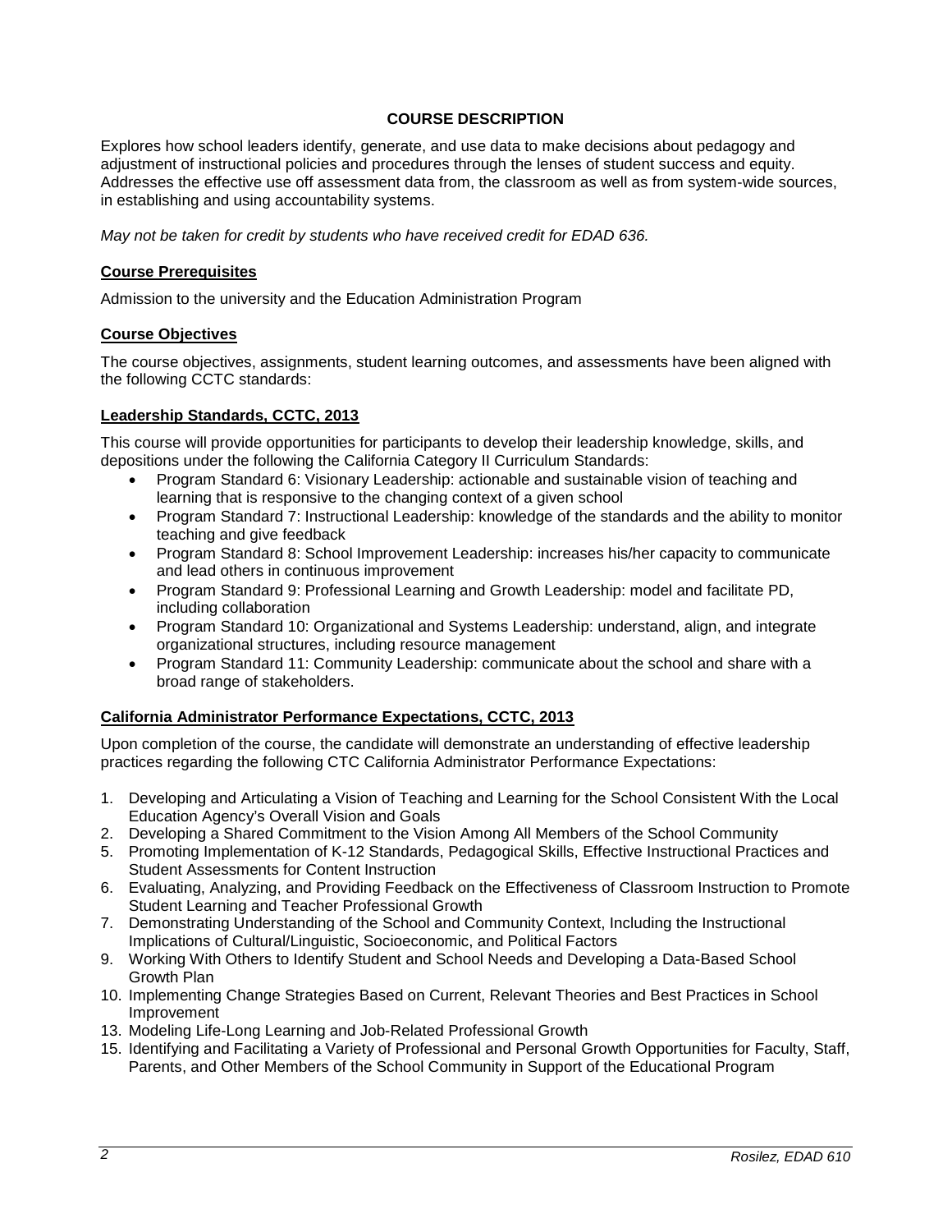## COURSE DESCRIPTION

Explores how school leaders identify, generate, and use data to make decisions about pedagogy and adjustment of instructional policies and procedures through the lenses of student success and equity. Addresses the effective use off assessment data from, the classroom as well as from system-wide sources, in establishing and using accountability systems.

*May not be taken for credit by students who have received credit for EDAD 636.*

### Course Prerequisites

Admission to the university and the Education Administration Program

### Course Objectives

The course objectives, assignments, student learning outcomes, and assessments have been aligned with the following CCTC standards:

### Leadership Standards, CCTC, 2013

This course will provide opportunities for participants to develop their leadership knowledge, skills, and depositions under the following the California Category II Curriculum Standards:

- Program Standard 6: Visionary Leadership: actionable and sustainable vision of teaching and learning that is responsive to the changing context of a given school
- Program Standard 7: Instructional Leadership: knowledge of the standards and the ability to monitor teaching and give feedback
- Program Standard 8: School Improvement Leadership: increases his/her capacity to communicate and lead others in continuous improvement
- Program Standard 9: Professional Learning and Growth Leadership: model and facilitate PD, including collaboration
- Program Standard 10: Organizational and Systems Leadership: understand, align, and integrate organizational structures, including resource management
- Program Standard 11: Community Leadership: communicate about the school and share with a broad range of stakeholders.

### California Administrator Performance Expectations, CCTC, 2013

Upon completion of the course, the candidate will demonstrate an understanding of effective leadership practices regarding the following CTC California Administrator Performance Expectations:

1. Developing and Articulating a Vision of Teaching and Learning for the School Consistent With the Local Education Agency's Overall Vision and Goals
2. Developing a Shared Commitment to the Vision Among All Members of the School Community
5. Promoting Implementation of K-12 Standards, Pedagogical Skills, Effective Instructional Practices and Student Assessments for Content Instruction
6. Evaluating, Analyzing, and Providing Feedback on the Effectiveness of Classroom Instruction to Promote Student Learning and Teacher Professional Growth
7. Demonstrating Understanding of the School and Community Context, Including the Instructional Implications of Cultural/Linguistic, Socioeconomic, and Political Factors
9. Working With Others to Identify Student and School Needs and Developing a Data-Based School Growth Plan
10. Implementing Change Strategies Based on Current, Relevant Theories and Best Practices in School Improvement
13. Modeling Life-Long Learning and Job-Related Professional Growth
15. Identifying and Facilitating a Variety of Professional and Personal Growth Opportunities for Faculty, Staff, Parents, and Other Members of the School Community in Support of the Educational Program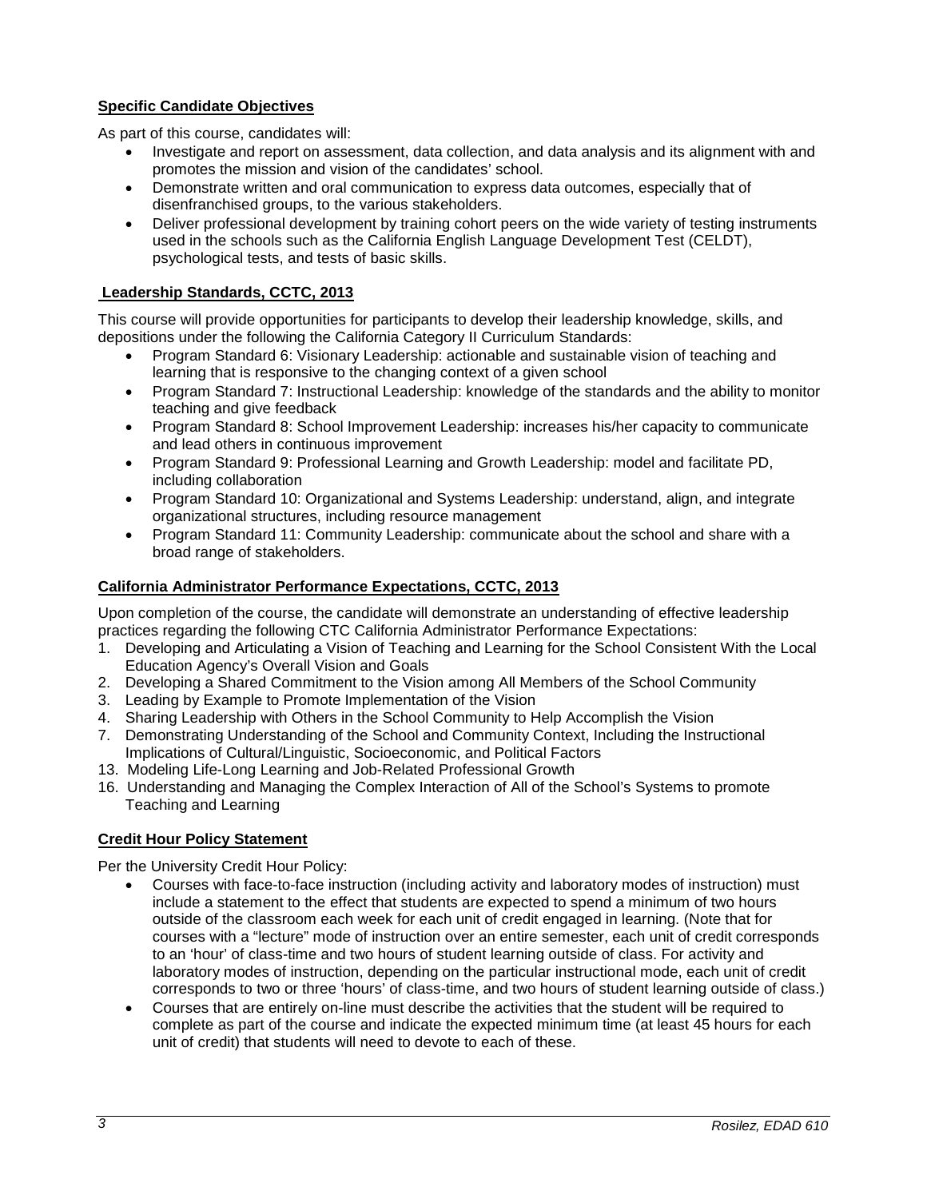**Specific Candidate Objectives**

As part of this course, candidates will:

- Investigate and report on assessment, data collection, and data analysis and its alignment with and promotes the mission and vision of the candidates' school.
- Demonstrate written and oral communication to express data outcomes, especially that of disenfranchised groups, to the various stakeholders.
- Deliver professional development by training cohort peers on the wide variety of testing instruments used in the schools such as the California English Language Development Test (CELDT), psychological tests, and tests of basic skills.

**Leadership Standards, CCTC, 2013**

This course will provide opportunities for participants to develop their leadership knowledge, skills, and depositions under the following the California Category II Curriculum Standards:

- Program Standard 6: Visionary Leadership: actionable and sustainable vision of teaching and learning that is responsive to the changing context of a given school
- Program Standard 7: Instructional Leadership: knowledge of the standards and the ability to monitor teaching and give feedback
- Program Standard 8: School Improvement Leadership: increases his/her capacity to communicate and lead others in continuous improvement
- Program Standard 9: Professional Learning and Growth Leadership: model and facilitate PD, including collaboration
- Program Standard 10: Organizational and Systems Leadership: understand, align, and integrate organizational structures, including resource management
- Program Standard 11: Community Leadership: communicate about the school and share with a broad range of stakeholders.

**California Administrator Performance Expectations, CCTC, 2013**

Upon completion of the course, the candidate will demonstrate an understanding of effective leadership practices regarding the following CTC California Administrator Performance Expectations:

1. Developing and Articulating a Vision of Teaching and Learning for the School Consistent With the Local Education Agency's Overall Vision and Goals
2. Developing a Shared Commitment to the Vision among All Members of the School Community
3. Leading by Example to Promote Implementation of the Vision
4. Sharing Leadership with Others in the School Community to Help Accomplish the Vision
7. Demonstrating Understanding of the School and Community Context, Including the Instructional Implications of Cultural/Linguistic, Socioeconomic, and Political Factors
13. Modeling Life-Long Learning and Job-Related Professional Growth
16. Understanding and Managing the Complex Interaction of All of the School's Systems to promote Teaching and Learning

**Credit Hour Policy Statement**

Per the University Credit Hour Policy:

- Courses with face-to-face instruction (including activity and laboratory modes of instruction) must include a statement to the effect that students are expected to spend a minimum of two hours outside of the classroom each week for each unit of credit engaged in learning. (Note that for courses with a "lecture" mode of instruction over an entire semester, each unit of credit corresponds to an 'hour' of class-time and two hours of student learning outside of class. For activity and laboratory modes of instruction, depending on the particular instructional mode, each unit of credit corresponds to two or three 'hours' of class-time, and two hours of student learning outside of class.)
- Courses that are entirely on-line must describe the activities that the student will be required to complete as part of the course and indicate the expected minimum time (at least 45 hours for each unit of credit) that students will need to devote to each of these.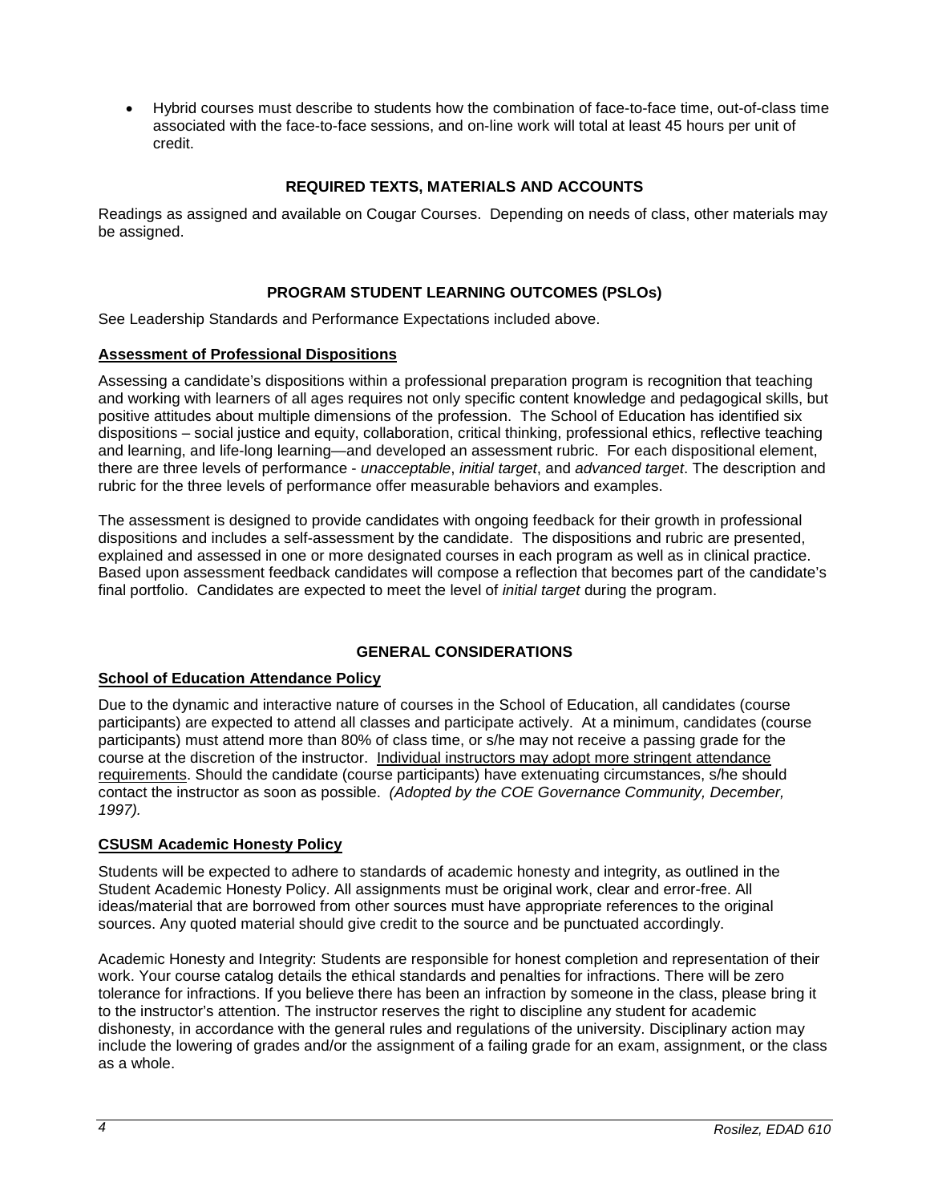- Hybrid courses must describe to students how the combination of face-to-face time, out-of-class time associated with the face-to-face sessions, and on-line work will total at least 45 hours per unit of credit.

## REQUIRED TEXTS, MATERIALS AND ACCOUNTS

Readings as assigned and available on Cougar Courses. Depending on needs of class, other materials may be assigned.

## PROGRAM STUDENT LEARNING OUTCOMES (PSLOs)

See Leadership Standards and Performance Expectations included above.

### Assessment of Professional Dispositions

Assessing a candidate's dispositions within a professional preparation program is recognition that teaching and working with learners of all ages requires not only specific content knowledge and pedagogical skills, but positive attitudes about multiple dimensions of the profession. The School of Education has identified six dispositions – social justice and equity, collaboration, critical thinking, professional ethics, reflective teaching and learning, and life-long learning—and developed an assessment rubric. For each dispositional element, there are three levels of performance - *unacceptable*, *initial target*, and *advanced target*. The description and rubric for the three levels of performance offer measurable behaviors and examples.

The assessment is designed to provide candidates with ongoing feedback for their growth in professional dispositions and includes a self-assessment by the candidate. The dispositions and rubric are presented, explained and assessed in one or more designated courses in each program as well as in clinical practice. Based upon assessment feedback candidates will compose a reflection that becomes part of the candidate's final portfolio. Candidates are expected to meet the level of *initial target* during the program.

## GENERAL CONSIDERATIONS

### School of Education Attendance Policy

Due to the dynamic and interactive nature of courses in the School of Education, all candidates (course participants) are expected to attend all classes and participate actively. At a minimum, candidates (course participants) must attend more than 80% of class time, or s/he may not receive a passing grade for the course at the discretion of the instructor. Individual instructors may adopt more stringent attendance requirements. Should the candidate (course participants) have extenuating circumstances, s/he should contact the instructor as soon as possible. *(Adopted by the COE Governance Community, December, 1997).*

### CSUSM Academic Honesty Policy

Students will be expected to adhere to standards of academic honesty and integrity, as outlined in the Student Academic Honesty Policy. All assignments must be original work, clear and error-free. All ideas/material that are borrowed from other sources must have appropriate references to the original sources. Any quoted material should give credit to the source and be punctuated accordingly.

Academic Honesty and Integrity: Students are responsible for honest completion and representation of their work. Your course catalog details the ethical standards and penalties for infractions. There will be zero tolerance for infractions. If you believe there has been an infraction by someone in the class, please bring it to the instructor's attention. The instructor reserves the right to discipline any student for academic dishonesty, in accordance with the general rules and regulations of the university. Disciplinary action may include the lowering of grades and/or the assignment of a failing grade for an exam, assignment, or the class as a whole.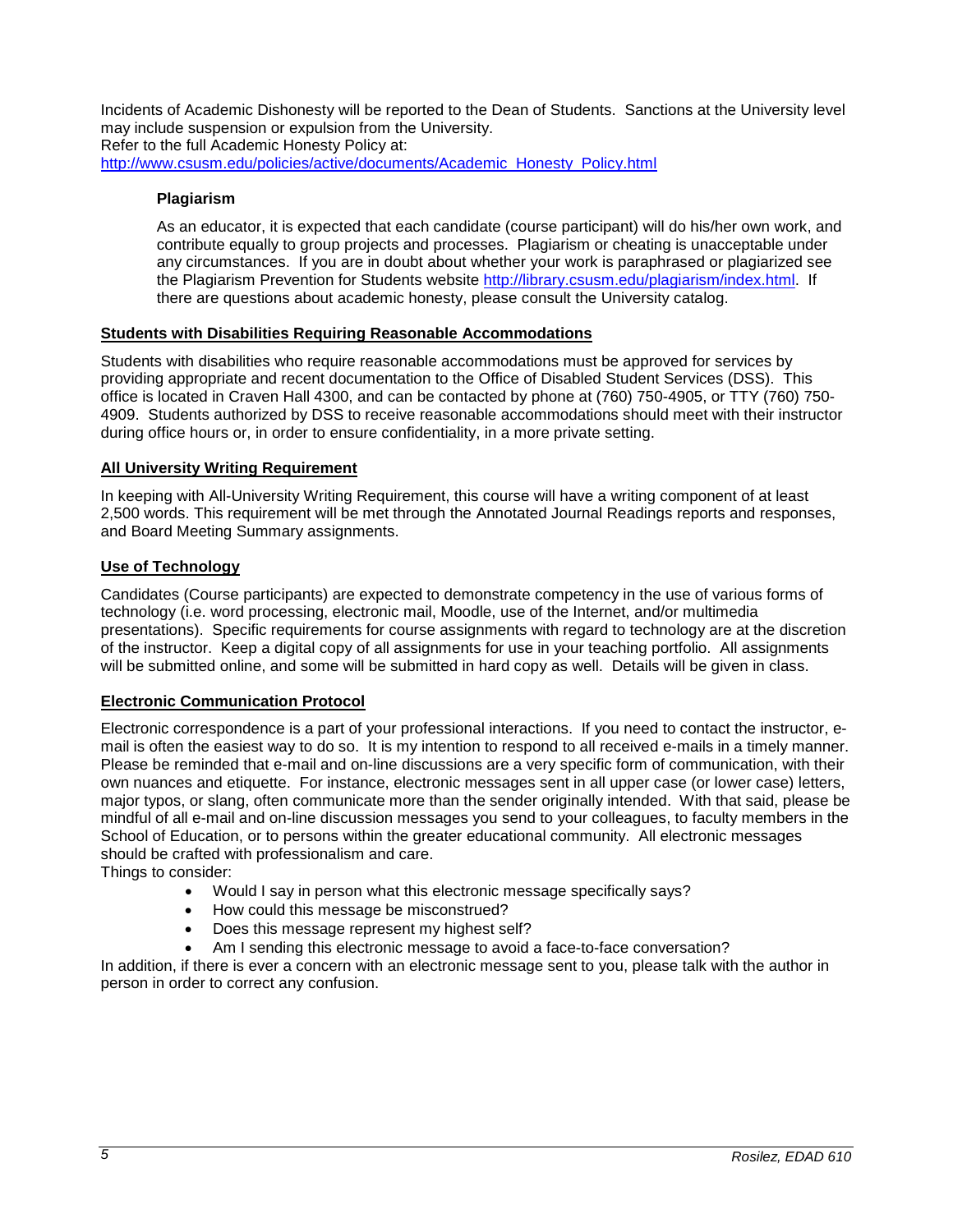Incidents of Academic Dishonesty will be reported to the Dean of Students. Sanctions at the University level may include suspension or expulsion from the University.
Refer to the full Academic Honesty Policy at:
http://www.csusm.edu/policies/active/documents/Academic_Honesty_Policy.html

### Plagiarism

As an educator, it is expected that each candidate (course participant) will do his/her own work, and contribute equally to group projects and processes. Plagiarism or cheating is unacceptable under any circumstances. If you are in doubt about whether your work is paraphrased or plagiarized see the Plagiarism Prevention for Students website http://library.csusm.edu/plagiarism/index.html. If there are questions about academic honesty, please consult the University catalog.

## Students with Disabilities Requiring Reasonable Accommodations

Students with disabilities who require reasonable accommodations must be approved for services by providing appropriate and recent documentation to the Office of Disabled Student Services (DSS). This office is located in Craven Hall 4300, and can be contacted by phone at (760) 750-4905, or TTY (760) 750-4909. Students authorized by DSS to receive reasonable accommodations should meet with their instructor during office hours or, in order to ensure confidentiality, in a more private setting.

## All University Writing Requirement

In keeping with All-University Writing Requirement, this course will have a writing component of at least 2,500 words. This requirement will be met through the Annotated Journal Readings reports and responses, and Board Meeting Summary assignments.

## Use of Technology

Candidates (Course participants) are expected to demonstrate competency in the use of various forms of technology (i.e. word processing, electronic mail, Moodle, use of the Internet, and/or multimedia presentations). Specific requirements for course assignments with regard to technology are at the discretion of the instructor. Keep a digital copy of all assignments for use in your teaching portfolio. All assignments will be submitted online, and some will be submitted in hard copy as well. Details will be given in class.

## Electronic Communication Protocol

Electronic correspondence is a part of your professional interactions. If you need to contact the instructor, e-mail is often the easiest way to do so. It is my intention to respond to all received e-mails in a timely manner. Please be reminded that e-mail and on-line discussions are a very specific form of communication, with their own nuances and etiquette. For instance, electronic messages sent in all upper case (or lower case) letters, major typos, or slang, often communicate more than the sender originally intended. With that said, please be mindful of all e-mail and on-line discussion messages you send to your colleagues, to faculty members in the School of Education, or to persons within the greater educational community. All electronic messages should be crafted with professionalism and care.
Things to consider:

- Would I say in person what this electronic message specifically says?
- How could this message be misconstrued?
- Does this message represent my highest self?
- Am I sending this electronic message to avoid a face-to-face conversation?

In addition, if there is ever a concern with an electronic message sent to you, please talk with the author in person in order to correct any confusion.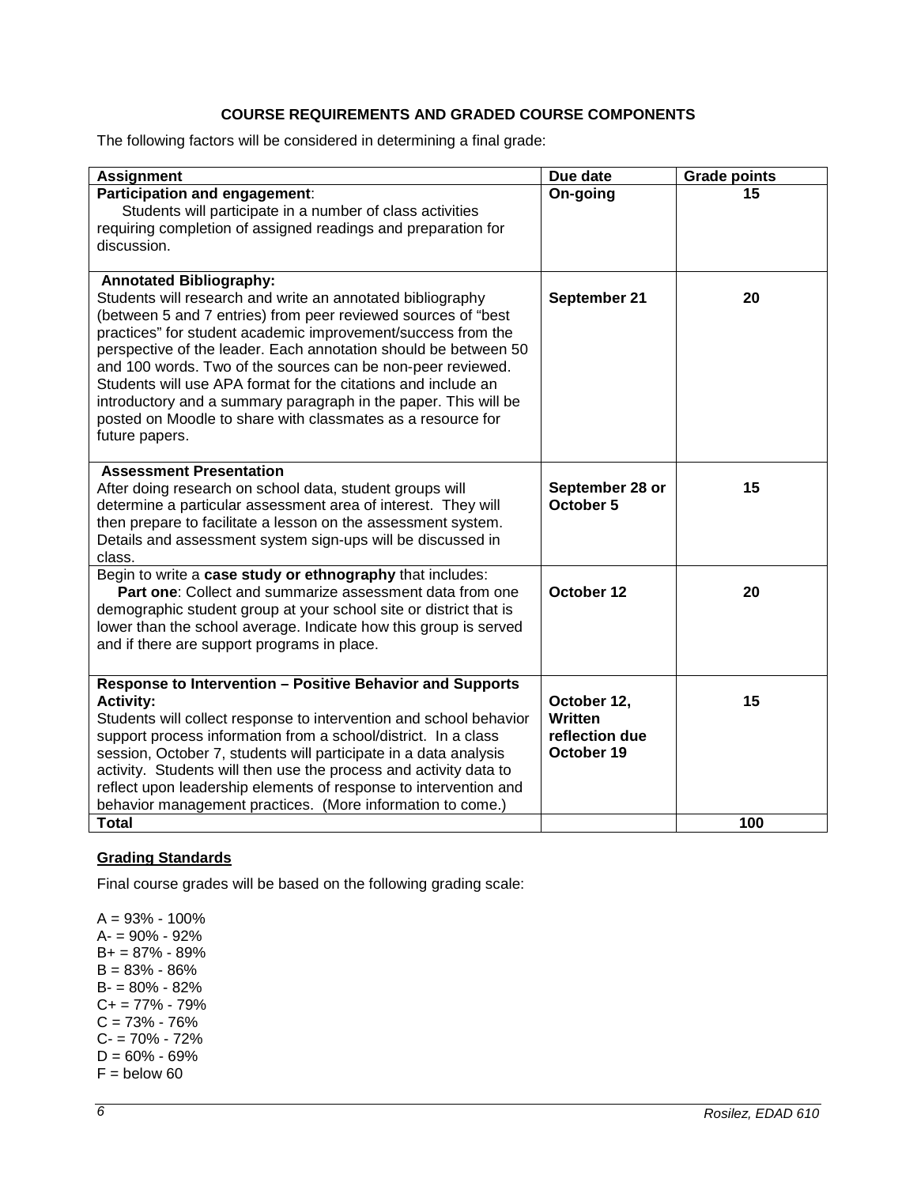### COURSE REQUIREMENTS AND GRADED COURSE COMPONENTS

The following factors will be considered in determining a final grade:

| Assignment | Due date | Grade points |
|---|---|---|
| **Participation and engagement**: Students will participate in a number of class activities requiring completion of assigned readings and preparation for discussion. | **On-going** | **15** |
| **Annotated Bibliography:** Students will research and write an annotated bibliography (between 5 and 7 entries) from peer reviewed sources of "best practices" for student academic improvement/success from the perspective of the leader. Each annotation should be between 50 and 100 words. Two of the sources can be non-peer reviewed. Students will use APA format for the citations and include an introductory and a summary paragraph in the paper. This will be posted on Moodle to share with classmates as a resource for future papers. | **September 21** | **20** |
| **Assessment Presentation** After doing research on school data, student groups will determine a particular assessment area of interest. They will then prepare to facilitate a lesson on the assessment system. Details and assessment system sign-ups will be discussed in class. | **September 28 or October 5** | **15** |
| Begin to write a **case study or ethnography** that includes: **Part one**: Collect and summarize assessment data from one demographic student group at your school site or district that is lower than the school average. Indicate how this group is served and if there are support programs in place. | **October 12** | **20** |
| **Response to Intervention – Positive Behavior and Supports Activity:** Students will collect response to intervention and school behavior support process information from a school/district. In a class session, October 7, students will participate in a data analysis activity. Students will then use the process and activity data to reflect upon leadership elements of response to intervention and behavior management practices. (More information to come.) | **October 12, Written reflection due October 19** | **15** |
| **Total** | | **100** |

**Grading Standards**

Final course grades will be based on the following grading scale:

A = 93% - 100%
A- = 90% - 92%
B+ = 87% - 89%
B = 83% - 86%
B- = 80% - 82%
C+ = 77% - 79%
C = 73% - 76%
C- = 70% - 72%
D = 60% - 69%
F = below 60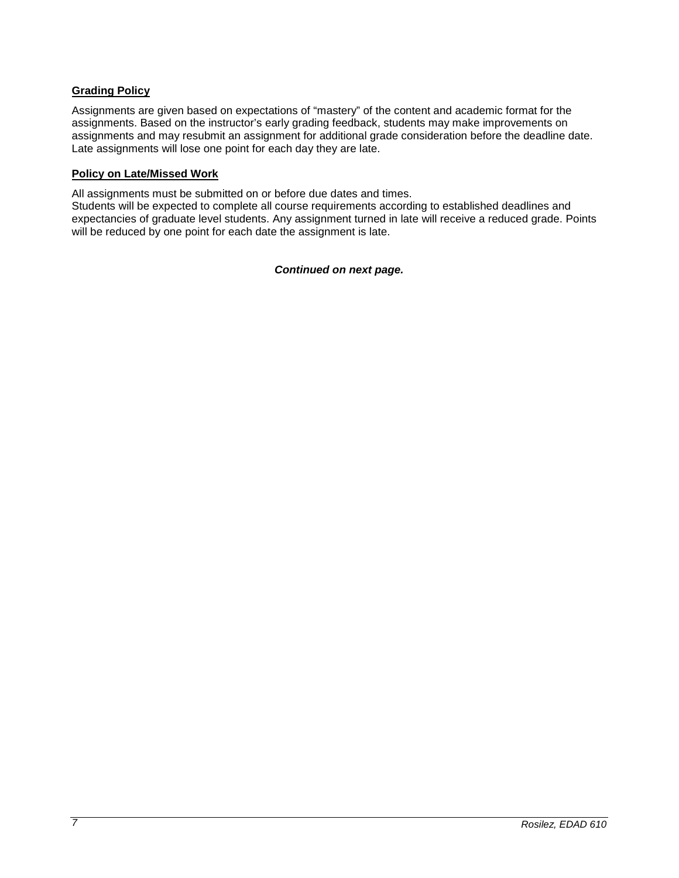**Grading Policy**

Assignments are given based on expectations of "mastery" of the content and academic format for the assignments. Based on the instructor's early grading feedback, students may make improvements on assignments and may resubmit an assignment for additional grade consideration before the deadline date. Late assignments will lose one point for each day they are late.

**Policy on Late/Missed Work**

All assignments must be submitted on or before due dates and times.
Students will be expected to complete all course requirements according to established deadlines and expectancies of graduate level students. Any assignment turned in late will receive a reduced grade. Points will be reduced by one point for each date the assignment is late.

***Continued on next page.***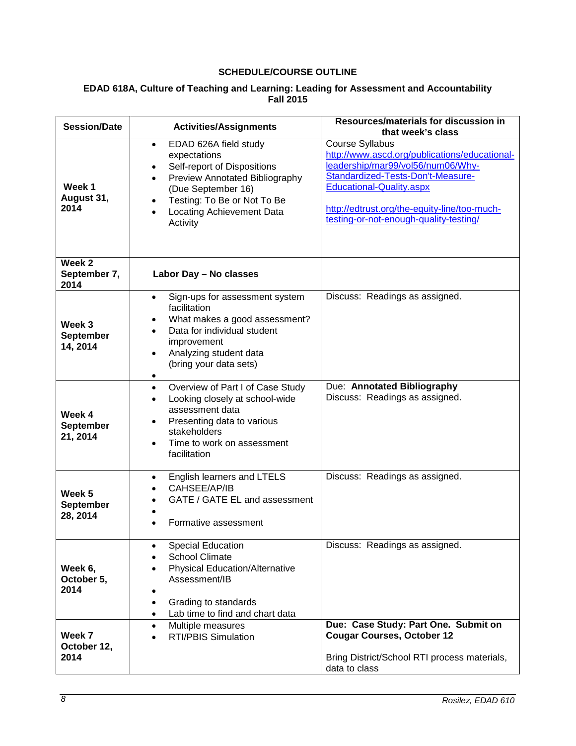**SCHEDULE/COURSE OUTLINE**

**EDAD 618A, Culture of Teaching and Learning: Leading for Assessment and Accountability**
**Fall 2015**

| Session/Date | Activities/Assignments | Resources/materials for discussion in that week's class |
|---|---|---|
| **Week 1 August 31, 2014** | • EDAD 626A field study expectations<br>• Self-report of Dispositions<br>• Preview Annotated Bibliography (Due September 16)<br>• Testing: To Be or Not To Be<br>• Locating Achievement Data Activity | Course Syllabus<br>http://www.ascd.org/publications/educational-leadership/mar99/vol56/num06/Why-Standardized-Tests-Don't-Measure-Educational-Quality.aspx<br><br>http://edtrust.org/the-equity-line/too-much-testing-or-not-enough-quality-testing/ |
| **Week 2 September 7, 2014** | **Labor Day – No classes** | |
| **Week 3 September 14, 2014** | • Sign-ups for assessment system facilitation<br>• What makes a good assessment?<br>• Data for individual student improvement<br>• Analyzing student data (bring your data sets)<br>• | Discuss: Readings as assigned. |
| **Week 4 September 21, 2014** | • Overview of Part I of Case Study<br>• Looking closely at school-wide assessment data<br>• Presenting data to various stakeholders<br>• Time to work on assessment facilitation | Due: **Annotated Bibliography**<br>Discuss: Readings as assigned. |
| **Week 5 September 28, 2014** | • English learners and LTELS<br>• CAHSEE/AP/IB<br>• GATE / GATE EL and assessment<br>•<br>• Formative assessment | Discuss: Readings as assigned. |
| **Week 6, October 5, 2014** | • Special Education<br>• School Climate<br>• Physical Education/Alternative Assessment/IB<br>•<br>• Grading to standards<br>• Lab time to find and chart data | Discuss: Readings as assigned. |
| **Week 7 October 12, 2014** | • Multiple measures<br>• RTI/PBIS Simulation | **Due: Case Study: Part One. Submit on Cougar Courses, October 12**<br><br>Bring District/School RTI process materials, data to class |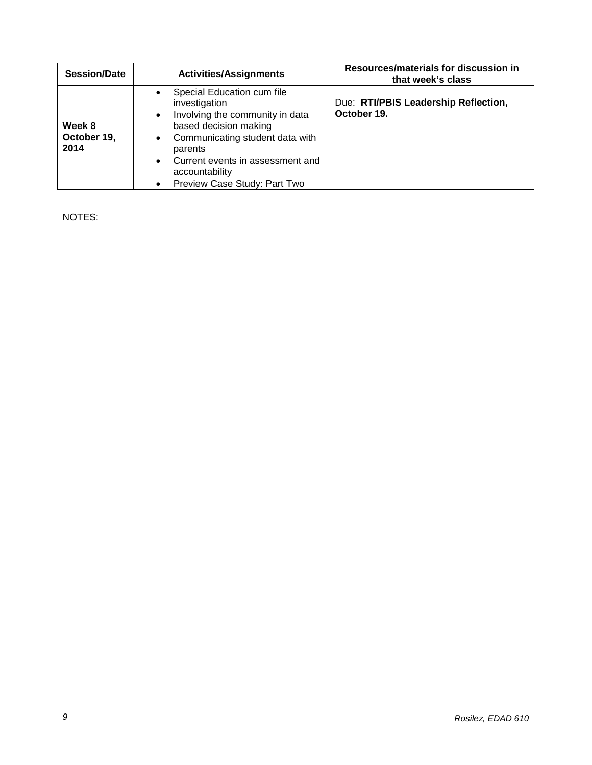| Session/Date | Activities/Assignments | Resources/materials for discussion in that week's class |
|---|---|---|
| **Week 8 October 19, 2014** | • Special Education cum file investigation<br>• Involving the community in data based decision making<br>• Communicating student data with parents<br>• Current events in assessment and accountability<br>• Preview Case Study: Part Two | Due: **RTI/PBIS Leadership Reflection, October 19.** |

NOTES: